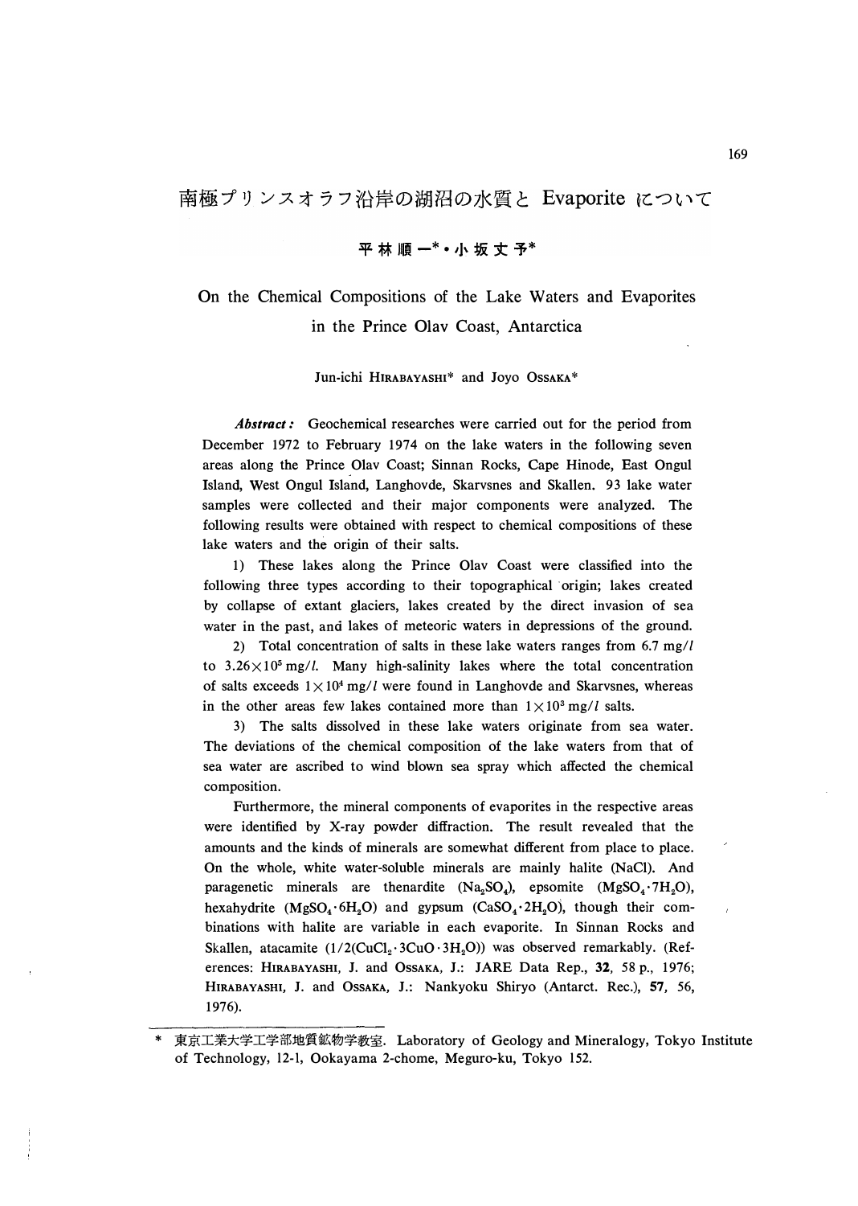# 南極プリンスオラフ沿岸の湖沼の水質と Evaporite について

平林順一*・小坂丈予*

## On the Chemical Compositions of the Lake Waters and Evaporites in the Prince Olav Coast, Antarctica

Jun-ichi HIRABAYASHI* and Joyo OSSAKA*

***Abstract:*** Geochemical researches were carried out for the period from December 1972 to February 1974 on the lake waters in the following seven areas along the Prince Olav Coast; Sinnan Rocks, Cape Hinode, East Ongul Island, West Ongul Island, Langhovde, Skarvsnes and Skallen. 93 lake water samples were collected and their major components were analyzed. The following results were obtained with respect to chemical compositions of these lake waters and the origin of their salts.

1) These lakes along the Prince Olav Coast were classified into the following three types according to their topographical origin; lakes created by collapse of extant glaciers, lakes created by the direct invasion of sea water in the past, and lakes of meteoric waters in depressions of the ground.

2) Total concentration of salts in these lake waters ranges from 6.7 mg/$l$ to $3.26 \times 10^5$ mg/$l$. Many high-salinity lakes where the total concentration of salts exceeds $1 \times 10^4$ mg/$l$ were found in Langhovde and Skarvsnes, whereas in the other areas few lakes contained more than $1 \times 10^3$ mg/$l$ salts.

3) The salts dissolved in these lake waters originate from sea water. The deviations of the chemical composition of the lake waters from that of sea water are ascribed to wind blown sea spray which affected the chemical composition.

Furthermore, the mineral components of evaporites in the respective areas were identified by X-ray powder diffraction. The result revealed that the amounts and the kinds of minerals are somewhat different from place to place. On the whole, white water-soluble minerals are mainly halite (NaCl). And paragenetic minerals are thenardite ($Na_2SO_4$), epsomite ($MgSO_4 \cdot 7H_2O$), hexahydrite ($MgSO_4 \cdot 6H_2O$) and gypsum ($CaSO_4 \cdot 2H_2O$), though their combinations with halite are variable in each evaporite. In Sinnan Rocks and Skallen, atacamite ($1/2(CuCl_2 \cdot 3CuO \cdot 3H_2O)$) was observed remarkably. (References: HIRABAYASHI, J. and OSSAKA, J.: JARE Data Rep., **32**, 58 p., 1976; HIRABAYASHI, J. and OSSAKA, J.: Nankyoku Shiryo (Antarct. Rec.), **57**, 56, 1976).

---

\* 東京工業大学工学部地質鉱物学教室. Laboratory of Geology and Mineralogy, Tokyo Institute of Technology, 12-1, Ookayama 2-chome, Meguro-ku, Tokyo 152.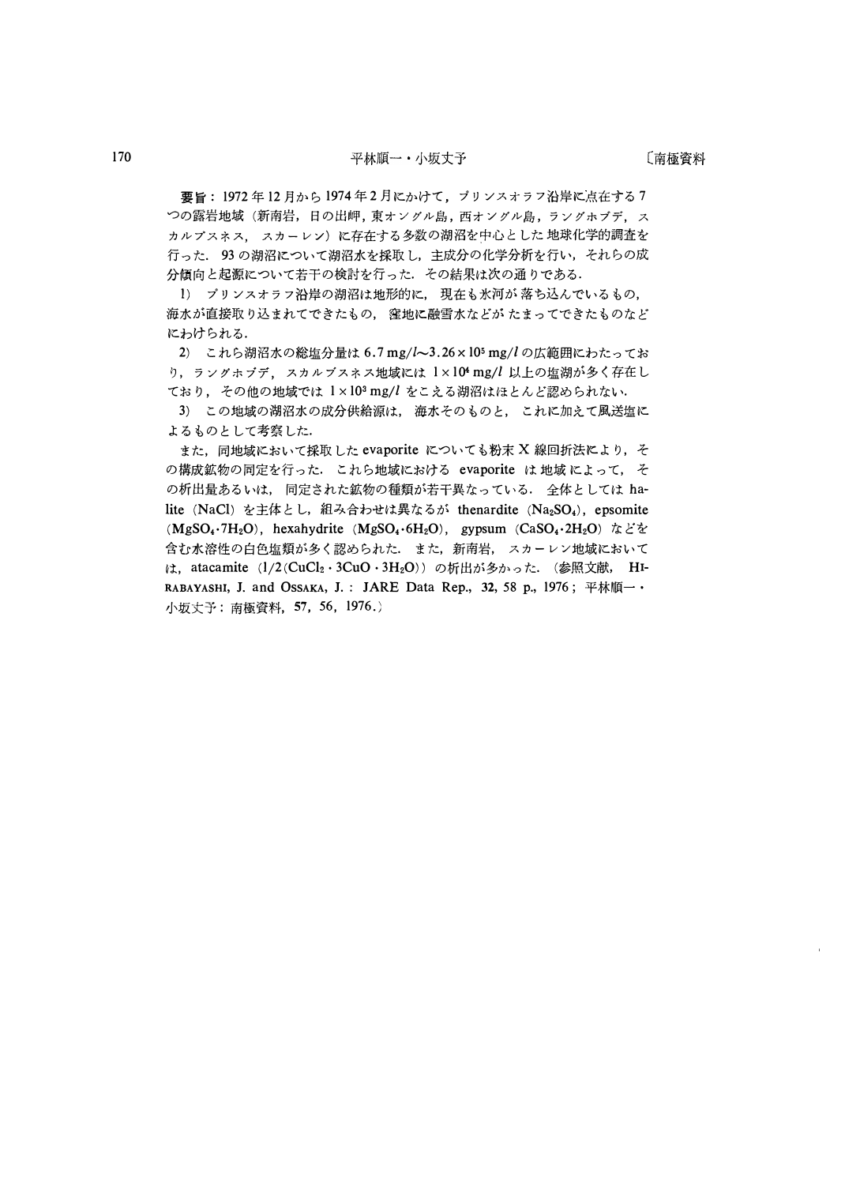**要旨：** 1972年12月から1974年2月にかけて，プリンスオラフ沿岸に点在する7つの露岩地域（新南岩，日の出岬，東オングル島，西オングル島，ラングホブデ，スカルブスネス，スカーレン）に存在する多数の湖沼を中心とした地球化学的調査を行った．93の湖沼について湖沼水を採取し，主成分の化学分析を行い，それらの成分傾向と起源について若干の検討を行った．その結果は次の通りである．

1) プリンスオラフ沿岸の湖沼は地形的に，現在も氷河が落ち込んでいるもの，海水が直接取り込まれてできたもの，窪地に融雪水などがたまってできたものなどにわけられる．

2) これら湖沼水の総塩分量は $6.7\,\mathrm{mg}/l \sim 3.26\times10^{5}\,\mathrm{mg}/l$ の広範囲にわたっており，ラングホブデ，スカルブスネス地域には $1\times10^{4}\,\mathrm{mg}/l$ 以上の塩湖が多く存在しており，その他の地域では $1\times10^{3}\,\mathrm{mg}/l$ をこえる湖沼はほとんど認められない．

3) この地域の湖沼水の成分供給源は，海水そのものと，これに加えて風送塩によるものとして考察した．

また，同地域において採取した evaporite についても粉末X線回折法により，その構成鉱物の同定を行った．これら地域における evaporite は地域によって，その析出量あるいは，同定された鉱物の種類が若干異なっている．全体としては halite ($NaCl$) を主体とし，組み合わせは異なるが thenardite ($Na_2SO_4$)，epsomite ($MgSO_4 \cdot 7H_2O$)，hexahydrite ($MgSO_4 \cdot 6H_2O$)，gypsum ($CaSO_4 \cdot 2H_2O$) などを含む水溶性の白色塩類が多く認められた．また，新南岩，スカーレン地域においては，atacamite ($1/2(CuCl_2 \cdot 3CuO \cdot 3H_2O)$) の析出が多かった．（参照文献，HIRABAYASHI, J. and OSSAKA, J.: JARE Data Rep., **32**, 58 p., 1976；平林順一・小坂丈予：南極資料，**57**，56，1976.）